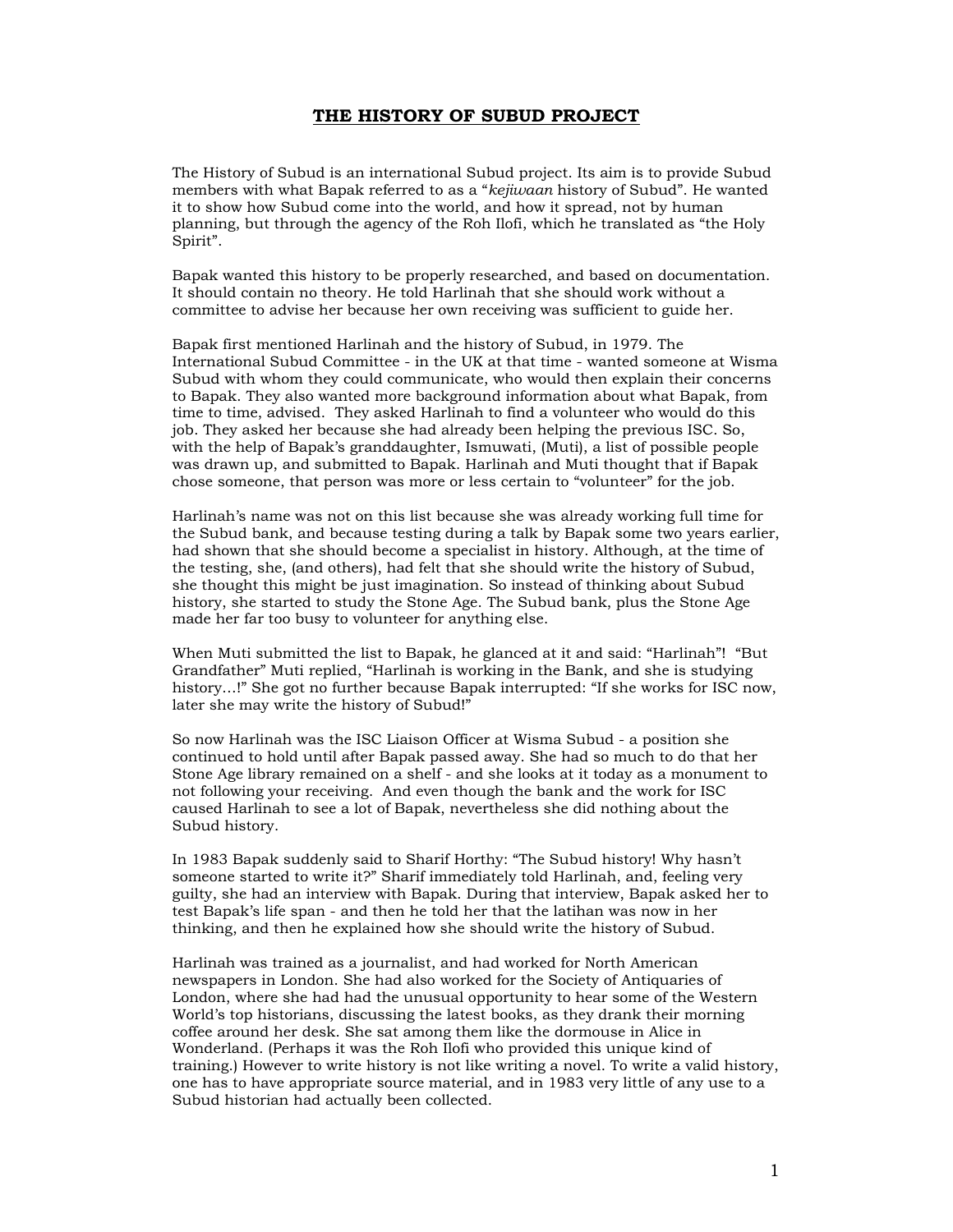# THE HISTORY OF SUBUD PROJECT

The History of Subud is an international Subud project. Its aim is to provide Subud members with what Bapak referred to as a "*kejiwaan* history of Subud". He wanted it to show how Subud come into the world, and how it spread, not by human planning, but through the agency of the Roh Ilofi, which he translated as "the Holy Spirit".

Bapak wanted this history to be properly researched, and based on documentation. It should contain no theory. He told Harlinah that she should work without a committee to advise her because her own receiving was sufficient to guide her.

Bapak first mentioned Harlinah and the history of Subud, in 1979. The International Subud Committee - in the UK at that time - wanted someone at Wisma Subud with whom they could communicate, who would then explain their concerns to Bapak. They also wanted more background information about what Bapak, from time to time, advised. They asked Harlinah to find a volunteer who would do this job. They asked her because she had already been helping the previous ISC. So, with the help of Bapak's granddaughter, Ismuwati, (Muti), a list of possible people was drawn up, and submitted to Bapak. Harlinah and Muti thought that if Bapak chose someone, that person was more or less certain to "volunteer" for the job.

Harlinah's name was not on this list because she was already working full time for the Subud bank, and because testing during a talk by Bapak some two years earlier, had shown that she should become a specialist in history. Although, at the time of the testing, she, (and others), had felt that she should write the history of Subud, she thought this might be just imagination. So instead of thinking about Subud history, she started to study the Stone Age. The Subud bank, plus the Stone Age made her far too busy to volunteer for anything else.

When Muti submitted the list to Bapak, he glanced at it and said: "Harlinah"! "But Grandfather" Muti replied, "Harlinah is working in the Bank, and she is studying history…!" She got no further because Bapak interrupted: "If she works for ISC now, later she may write the history of Subud!"

So now Harlinah was the ISC Liaison Officer at Wisma Subud - a position she continued to hold until after Bapak passed away. She had so much to do that her Stone Age library remained on a shelf - and she looks at it today as a monument to not following your receiving. And even though the bank and the work for ISC caused Harlinah to see a lot of Bapak, nevertheless she did nothing about the Subud history.

In 1983 Bapak suddenly said to Sharif Horthy: "The Subud history! Why hasn't someone started to write it?" Sharif immediately told Harlinah, and, feeling very guilty, she had an interview with Bapak. During that interview, Bapak asked her to test Bapak's life span - and then he told her that the latihan was now in her thinking, and then he explained how she should write the history of Subud.

Harlinah was trained as a journalist, and had worked for North American newspapers in London. She had also worked for the Society of Antiquaries of London, where she had had the unusual opportunity to hear some of the Western World's top historians, discussing the latest books, as they drank their morning coffee around her desk. She sat among them like the dormouse in Alice in Wonderland. (Perhaps it was the Roh Ilofi who provided this unique kind of training.) However to write history is not like writing a novel. To write a valid history, one has to have appropriate source material, and in 1983 very little of any use to a Subud historian had actually been collected.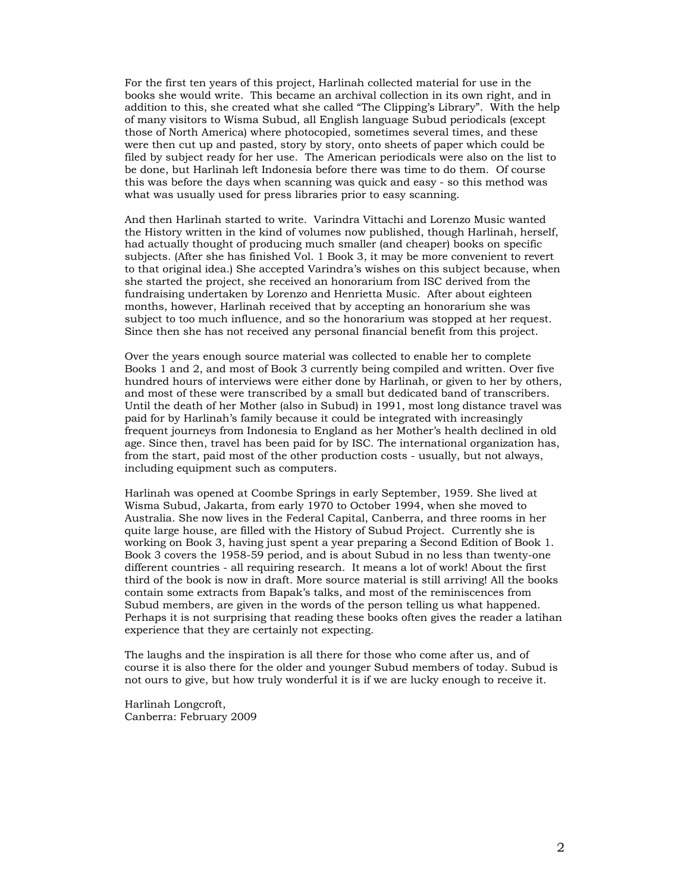For the first ten years of this project, Harlinah collected material for use in the books she would write. This became an archival collection in its own right, and in addition to this, she created what she called "The Clipping's Library". With the help of many visitors to Wisma Subud, all English language Subud periodicals (except those of North America) where photocopied, sometimes several times, and these were then cut up and pasted, story by story, onto sheets of paper which could be filed by subject ready for her use. The American periodicals were also on the list to be done, but Harlinah left Indonesia before there was time to do them. Of course this was before the days when scanning was quick and easy - so this method was what was usually used for press libraries prior to easy scanning.

And then Harlinah started to write. Varindra Vittachi and Lorenzo Music wanted the History written in the kind of volumes now published, though Harlinah, herself, had actually thought of producing much smaller (and cheaper) books on specific subjects. (After she has finished Vol. 1 Book 3, it may be more convenient to revert to that original idea.) She accepted Varindra's wishes on this subject because, when she started the project, she received an honorarium from ISC derived from the fundraising undertaken by Lorenzo and Henrietta Music. After about eighteen months, however, Harlinah received that by accepting an honorarium she was subject to too much influence, and so the honorarium was stopped at her request. Since then she has not received any personal financial benefit from this project.

Over the years enough source material was collected to enable her to complete Books 1 and 2, and most of Book 3 currently being compiled and written. Over five hundred hours of interviews were either done by Harlinah, or given to her by others, and most of these were transcribed by a small but dedicated band of transcribers. Until the death of her Mother (also in Subud) in 1991, most long distance travel was paid for by Harlinah's family because it could be integrated with increasingly frequent journeys from Indonesia to England as her Mother's health declined in old age. Since then, travel has been paid for by ISC. The international organization has, from the start, paid most of the other production costs - usually, but not always, including equipment such as computers.

Harlinah was opened at Coombe Springs in early September, 1959. She lived at Wisma Subud, Jakarta, from early 1970 to October 1994, when she moved to Australia. She now lives in the Federal Capital, Canberra, and three rooms in her quite large house, are filled with the History of Subud Project. Currently she is working on Book 3, having just spent a year preparing a Second Edition of Book 1. Book 3 covers the 1958-59 period, and is about Subud in no less than twenty-one different countries - all requiring research. It means a lot of work! About the first third of the book is now in draft. More source material is still arriving! All the books contain some extracts from Bapak's talks, and most of the reminiscences from Subud members, are given in the words of the person telling us what happened. Perhaps it is not surprising that reading these books often gives the reader a latihan experience that they are certainly not expecting.

The laughs and the inspiration is all there for those who come after us, and of course it is also there for the older and younger Subud members of today. Subud is not ours to give, but how truly wonderful it is if we are lucky enough to receive it.

Harlinah Longcroft,
Canberra: February 2009